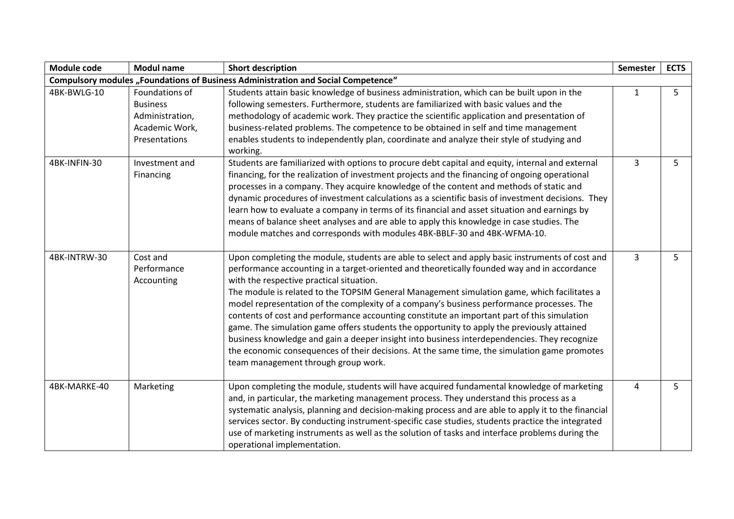| Module code | Modul name | Short description | Semester | ECTS |
|---|---|---|---|---|
| **Compulsory modules „Foundations of Business Administration and Social Competence"** | | | | |
| 4BK-BWLG-10 | Foundations of Business Administration, Academic Work, Presentations | Students attain basic knowledge of business administration, which can be built upon in the following semesters. Furthermore, students are familiarized with basic values and the methodology of academic work. They practice the scientific application and presentation of business-related problems. The competence to be obtained in self and time management enables students to independently plan, coordinate and analyze their style of studying and working. | 1 | 5 |
| 4BK-INFIN-30 | Investment and Financing | Students are familiarized with options to procure debt capital and equity, internal and external financing, for the realization of investment projects and the financing of ongoing operational processes in a company. They acquire knowledge of the content and methods of static and dynamic procedures of investment calculations as a scientific basis of investment decisions. They learn how to evaluate a company in terms of its financial and asset situation and earnings by means of balance sheet analyses and are able to apply this knowledge in case studies. The module matches and corresponds with modules 4BK-BBLF-30 and 4BK-WFMA-10. | 3 | 5 |
| 4BK-INTRW-30 | Cost and Performance Accounting | Upon completing the module, students are able to select and apply basic instruments of cost and performance accounting in a target-oriented and theoretically founded way and in accordance with the respective practical situation.<br>The module is related to the TOPSIM General Management simulation game, which facilitates a model representation of the complexity of a company's business performance processes. The contents of cost and performance accounting constitute an important part of this simulation game. The simulation game offers students the opportunity to apply the previously attained business knowledge and gain a deeper insight into business interdependencies. They recognize the economic consequences of their decisions. At the same time, the simulation game promotes team management through group work. | 3 | 5 |
| 4BK-MARKE-40 | Marketing | Upon completing the module, students will have acquired fundamental knowledge of marketing and, in particular, the marketing management process. They understand this process as a systematic analysis, planning and decision-making process and are able to apply it to the financial services sector. By conducting instrument-specific case studies, students practice the integrated use of marketing instruments as well as the solution of tasks and interface problems during the operational implementation. | 4 | 5 |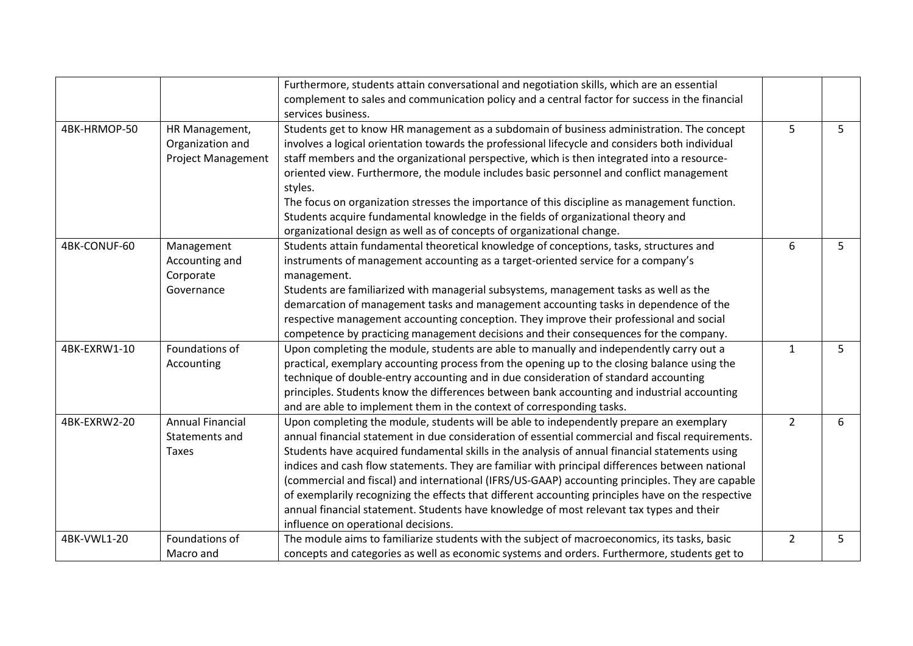| | | | | |
|---|---|---|---|---|
| | | Furthermore, students attain conversational and negotiation skills, which are an essential complement to sales and communication policy and a central factor for success in the financial services business. | | |
| 4BK-HRMOP-50 | HR Management, Organization and Project Management | Students get to know HR management as a subdomain of business administration. The concept involves a logical orientation towards the professional lifecycle and considers both individual staff members and the organizational perspective, which is then integrated into a resource-oriented view. Furthermore, the module includes basic personnel and conflict management styles.<br>The focus on organization stresses the importance of this discipline as management function. Students acquire fundamental knowledge in the fields of organizational theory and organizational design as well as of concepts of organizational change. | 5 | 5 |
| 4BK-CONUF-60 | Management Accounting and Corporate Governance | Students attain fundamental theoretical knowledge of conceptions, tasks, structures and instruments of management accounting as a target-oriented service for a company's management.<br>Students are familiarized with managerial subsystems, management tasks as well as the demarcation of management tasks and management accounting tasks in dependence of the respective management accounting conception. They improve their professional and social competence by practicing management decisions and their consequences for the company. | 6 | 5 |
| 4BK-EXRW1-10 | Foundations of Accounting | Upon completing the module, students are able to manually and independently carry out a practical, exemplary accounting process from the opening up to the closing balance using the technique of double-entry accounting and in due consideration of standard accounting principles. Students know the differences between bank accounting and industrial accounting and are able to implement them in the context of corresponding tasks. | 1 | 5 |
| 4BK-EXRW2-20 | Annual Financial Statements and Taxes | Upon completing the module, students will be able to independently prepare an exemplary annual financial statement in due consideration of essential commercial and fiscal requirements. Students have acquired fundamental skills in the analysis of annual financial statements using indices and cash flow statements. They are familiar with principal differences between national (commercial and fiscal) and international (IFRS/US-GAAP) accounting principles. They are capable of exemplarily recognizing the effects that different accounting principles have on the respective annual financial statement. Students have knowledge of most relevant tax types and their influence on operational decisions. | 2 | 6 |
| 4BK-VWL1-20 | Foundations of Macro and | The module aims to familiarize students with the subject of macroeconomics, its tasks, basic concepts and categories as well as economic systems and orders. Furthermore, students get to | 2 | 5 |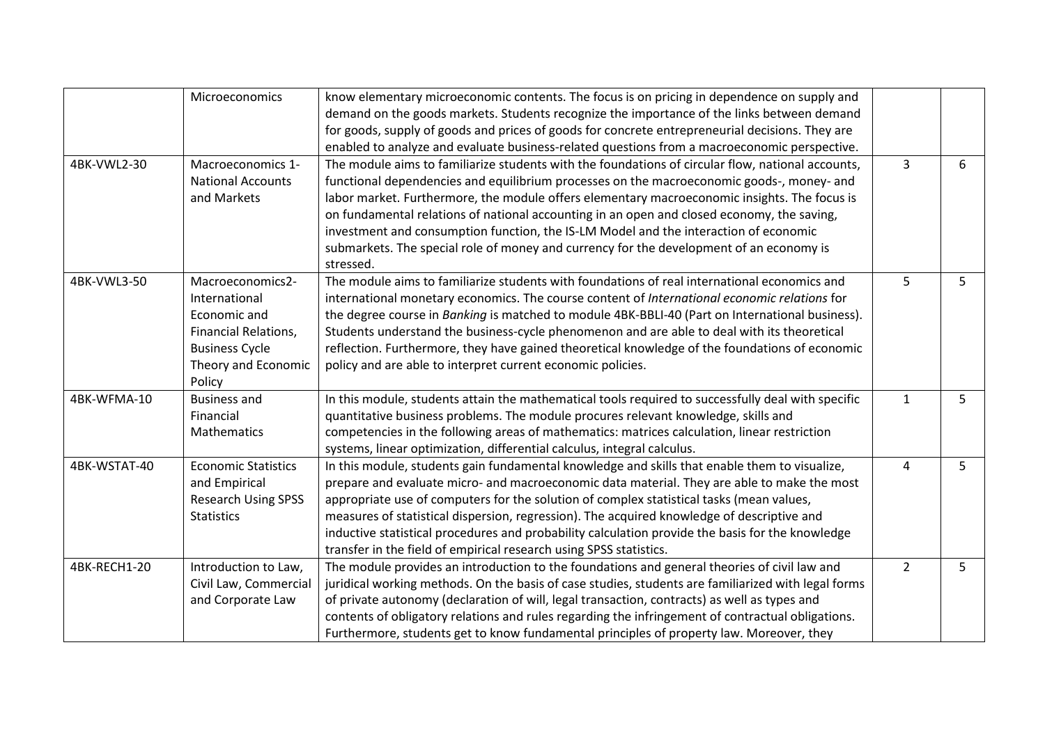| | | | | |
|---|---|---|---|---|
| | Microeconomics | know elementary microeconomic contents. The focus is on pricing in dependence on supply and demand on the goods markets. Students recognize the importance of the links between demand for goods, supply of goods and prices of goods for concrete entrepreneurial decisions. They are enabled to analyze and evaluate business-related questions from a macroeconomic perspective. | | |
| 4BK-VWL2-30 | Macroeconomics 1-National Accounts and Markets | The module aims to familiarize students with the foundations of circular flow, national accounts, functional dependencies and equilibrium processes on the macroeconomic goods-, money- and labor market. Furthermore, the module offers elementary macroeconomic insights. The focus is on fundamental relations of national accounting in an open and closed economy, the saving, investment and consumption function, the IS-LM Model and the interaction of economic submarkets. The special role of money and currency for the development of an economy is stressed. | 3 | 6 |
| 4BK-VWL3-50 | Macroeconomics2-International Economic and Financial Relations, Business Cycle Theory and Economic Policy | The module aims to familiarize students with foundations of real international economics and international monetary economics. The course content of *International economic relations* for the degree course in *Banking* is matched to module 4BK-BBLI-40 (Part on International business). Students understand the business-cycle phenomenon and are able to deal with its theoretical reflection. Furthermore, they have gained theoretical knowledge of the foundations of economic policy and are able to interpret current economic policies. | 5 | 5 |
| 4BK-WFMA-10 | Business and Financial Mathematics | In this module, students attain the mathematical tools required to successfully deal with specific quantitative business problems. The module procures relevant knowledge, skills and competencies in the following areas of mathematics: matrices calculation, linear restriction systems, linear optimization, differential calculus, integral calculus. | 1 | 5 |
| 4BK-WSTAT-40 | Economic Statistics and Empirical Research Using SPSS Statistics | In this module, students gain fundamental knowledge and skills that enable them to visualize, prepare and evaluate micro- and macroeconomic data material. They are able to make the most appropriate use of computers for the solution of complex statistical tasks (mean values, measures of statistical dispersion, regression). The acquired knowledge of descriptive and inductive statistical procedures and probability calculation provide the basis for the knowledge transfer in the field of empirical research using SPSS statistics. | 4 | 5 |
| 4BK-RECH1-20 | Introduction to Law, Civil Law, Commercial and Corporate Law | The module provides an introduction to the foundations and general theories of civil law and juridical working methods. On the basis of case studies, students are familiarized with legal forms of private autonomy (declaration of will, legal transaction, contracts) as well as types and contents of obligatory relations and rules regarding the infringement of contractual obligations. Furthermore, students get to know fundamental principles of property law. Moreover, they | 2 | 5 |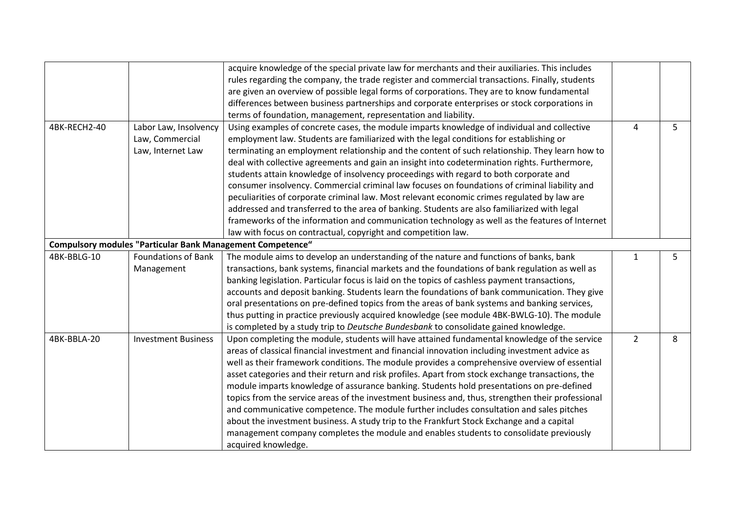| | | | | |
|---|---|---|---|---|
| | | acquire knowledge of the special private law for merchants and their auxiliaries. This includes rules regarding the company, the trade register and commercial transactions. Finally, students are given an overview of possible legal forms of corporations. They are to know fundamental differences between business partnerships and corporate enterprises or stock corporations in terms of foundation, management, representation and liability. | | |
| 4BK-RECH2-40 | Labor Law, Insolvency Law, Commercial Law, Internet Law | Using examples of concrete cases, the module imparts knowledge of individual and collective employment law. Students are familiarized with the legal conditions for establishing or terminating an employment relationship and the content of such relationship. They learn how to deal with collective agreements and gain an insight into codetermination rights. Furthermore, students attain knowledge of insolvency proceedings with regard to both corporate and consumer insolvency. Commercial criminal law focuses on foundations of criminal liability and peculiarities of corporate criminal law. Most relevant economic crimes regulated by law are addressed and transferred to the area of banking. Students are also familiarized with legal frameworks of the information and communication technology as well as the features of Internet law with focus on contractual, copyright and competition law. | 4 | 5 |
| **Compulsory modules "Particular Bank Management Competence“** | | | | |
| 4BK-BBLG-10 | Foundations of Bank Management | The module aims to develop an understanding of the nature and functions of banks, bank transactions, bank systems, financial markets and the foundations of bank regulation as well as banking legislation. Particular focus is laid on the topics of cashless payment transactions, accounts and deposit banking. Students learn the foundations of bank communication. They give oral presentations on pre-defined topics from the areas of bank systems and banking services, thus putting in practice previously acquired knowledge (see module 4BK-BWLG-10). The module is completed by a study trip to *Deutsche Bundesbank* to consolidate gained knowledge. | 1 | 5 |
| 4BK-BBLA-20 | Investment Business | Upon completing the module, students will have attained fundamental knowledge of the service areas of classical financial investment and financial innovation including investment advice as well as their framework conditions. The module provides a comprehensive overview of essential asset categories and their return and risk profiles. Apart from stock exchange transactions, the module imparts knowledge of assurance banking. Students hold presentations on pre-defined topics from the service areas of the investment business and, thus, strengthen their professional and communicative competence. The module further includes consultation and sales pitches about the investment business. A study trip to the Frankfurt Stock Exchange and a capital management company completes the module and enables students to consolidate previously acquired knowledge. | 2 | 8 |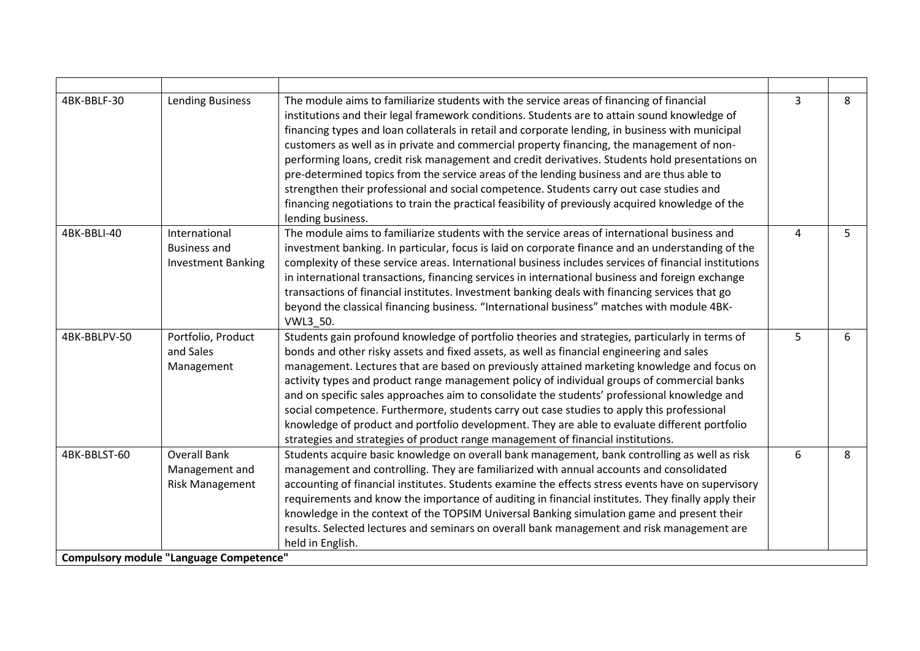| | | | | |
|---|---|---|---|---|
| 4BK-BBLF-30 | Lending Business | The module aims to familiarize students with the service areas of financing of financial institutions and their legal framework conditions. Students are to attain sound knowledge of financing types and loan collaterals in retail and corporate lending, in business with municipal customers as well as in private and commercial property financing, the management of non-performing loans, credit risk management and credit derivatives. Students hold presentations on pre-determined topics from the service areas of the lending business and are thus able to strengthen their professional and social competence. Students carry out case studies and financing negotiations to train the practical feasibility of previously acquired knowledge of the lending business. | 3 | 8 |
| 4BK-BBLI-40 | International Business and Investment Banking | The module aims to familiarize students with the service areas of international business and investment banking. In particular, focus is laid on corporate finance and an understanding of the complexity of these service areas. International business includes services of financial institutions in international transactions, financing services in international business and foreign exchange transactions of financial institutes. Investment banking deals with financing services that go beyond the classical financing business. "International business" matches with module 4BK-VWL3_50. | 4 | 5 |
| 4BK-BBLPV-50 | Portfolio, Product and Sales Management | Students gain profound knowledge of portfolio theories and strategies, particularly in terms of bonds and other risky assets and fixed assets, as well as financial engineering and sales management. Lectures that are based on previously attained marketing knowledge and focus on activity types and product range management policy of individual groups of commercial banks and on specific sales approaches aim to consolidate the students' professional knowledge and social competence. Furthermore, students carry out case studies to apply this professional knowledge of product and portfolio development. They are able to evaluate different portfolio strategies and strategies of product range management of financial institutions. | 5 | 6 |
| 4BK-BBLST-60 | Overall Bank Management and Risk Management | Students acquire basic knowledge on overall bank management, bank controlling as well as risk management and controlling. They are familiarized with annual accounts and consolidated accounting of financial institutes. Students examine the effects stress events have on supervisory requirements and know the importance of auditing in financial institutes. They finally apply their knowledge in the context of the TOPSIM Universal Banking simulation game and present their results. Selected lectures and seminars on overall bank management and risk management are held in English. | 6 | 8 |
| **Compulsory module "Language Competence"** | | | | |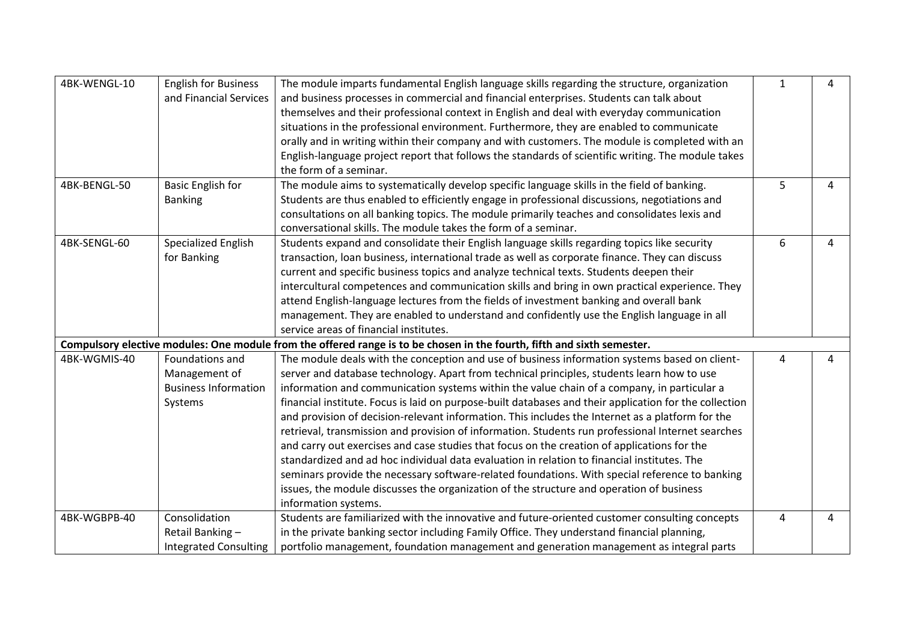| | | | | |
|---|---|---|---|---|
| 4BK-WENGL-10 | English for Business and Financial Services | The module imparts fundamental English language skills regarding the structure, organization and business processes in commercial and financial enterprises. Students can talk about themselves and their professional context in English and deal with everyday communication situations in the professional environment. Furthermore, they are enabled to communicate orally and in writing within their company and with customers. The module is completed with an English-language project report that follows the standards of scientific writing. The module takes the form of a seminar. | 1 | 4 |
| 4BK-BENGL-50 | Basic English for Banking | The module aims to systematically develop specific language skills in the field of banking. Students are thus enabled to efficiently engage in professional discussions, negotiations and consultations on all banking topics. The module primarily teaches and consolidates lexis and conversational skills. The module takes the form of a seminar. | 5 | 4 |
| 4BK-SENGL-60 | Specialized English for Banking | Students expand and consolidate their English language skills regarding topics like security transaction, loan business, international trade as well as corporate finance. They can discuss current and specific business topics and analyze technical texts. Students deepen their intercultural competences and communication skills and bring in own practical experience. They attend English-language lectures from the fields of investment banking and overall bank management. They are enabled to understand and confidently use the English language in all service areas of financial institutes. | 6 | 4 |
| **Compulsory elective modules: One module from the offered range is to be chosen in the fourth, fifth and sixth semester.** | | | | |
| 4BK-WGMIS-40 | Foundations and Management of Business Information Systems | The module deals with the conception and use of business information systems based on client-server and database technology. Apart from technical principles, students learn how to use information and communication systems within the value chain of a company, in particular a financial institute. Focus is laid on purpose-built databases and their application for the collection and provision of decision-relevant information. This includes the Internet as a platform for the retrieval, transmission and provision of information. Students run professional Internet searches and carry out exercises and case studies that focus on the creation of applications for the standardized and ad hoc individual data evaluation in relation to financial institutes. The seminars provide the necessary software-related foundations. With special reference to banking issues, the module discusses the organization of the structure and operation of business information systems. | 4 | 4 |
| 4BK-WGBPB-40 | Consolidation Retail Banking – Integrated Consulting | Students are familiarized with the innovative and future-oriented customer consulting concepts in the private banking sector including Family Office. They understand financial planning, portfolio management, foundation management and generation management as integral parts | 4 | 4 |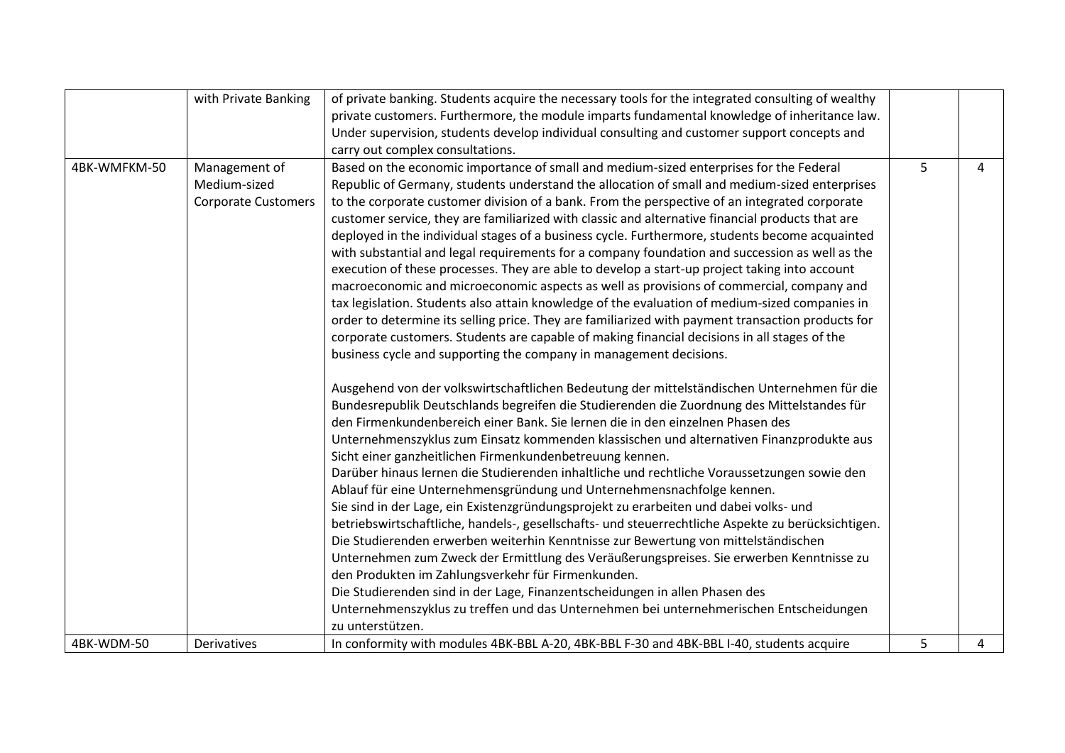|  |  |  |  |  |
|---|---|---|---|---|
|  | with Private Banking | of private banking. Students acquire the necessary tools for the integrated consulting of wealthy private customers. Furthermore, the module imparts fundamental knowledge of inheritance law. Under supervision, students develop individual consulting and customer support concepts and carry out complex consultations. |  |  |
| 4BK-WMFKM-50 | Management of Medium-sized Corporate Customers | Based on the economic importance of small and medium-sized enterprises for the Federal Republic of Germany, students understand the allocation of small and medium-sized enterprises to the corporate customer division of a bank. From the perspective of an integrated corporate customer service, they are familiarized with classic and alternative financial products that are deployed in the individual stages of a business cycle. Furthermore, students become acquainted with substantial and legal requirements for a company foundation and succession as well as the execution of these processes. They are able to develop a start-up project taking into account macroeconomic and microeconomic aspects as well as provisions of commercial, company and tax legislation. Students also attain knowledge of the evaluation of medium-sized companies in order to determine its selling price. They are familiarized with payment transaction products for corporate customers. Students are capable of making financial decisions in all stages of the business cycle and supporting the company in management decisions.<br><br>Ausgehend von der volkswirtschaftlichen Bedeutung der mittelständischen Unternehmen für die Bundesrepublik Deutschlands begreifen die Studierenden die Zuordnung des Mittelstandes für den Firmenkundenbereich einer Bank. Sie lernen die in den einzelnen Phasen des Unternehmenszyklus zum Einsatz kommenden klassischen und alternativen Finanzprodukte aus Sicht einer ganzheitlichen Firmenkundenbetreuung kennen.<br>Darüber hinaus lernen die Studierenden inhaltliche und rechtliche Voraussetzungen sowie den Ablauf für eine Unternehmensgründung und Unternehmensnachfolge kennen.<br>Sie sind in der Lage, ein Existenzgründungsprojekt zu erarbeiten und dabei volks- und betriebswirtschaftliche, handels-, gesellschafts- und steuerrechtliche Aspekte zu berücksichtigen.<br>Die Studierenden erwerben weiterhin Kenntnisse zur Bewertung von mittelständischen Unternehmen zum Zweck der Ermittlung des Veräußerungspreises. Sie erwerben Kenntnisse zu den Produkten im Zahlungsverkehr für Firmenkunden.<br>Die Studierenden sind in der Lage, Finanzentscheidungen in allen Phasen des Unternehmenszyklus zu treffen und das Unternehmen bei unternehmerischen Entscheidungen zu unterstützen. | 5 | 4 |
| 4BK-WDM-50 | Derivatives | In conformity with modules 4BK-BBL A-20, 4BK-BBL F-30 and 4BK-BBL I-40, students acquire | 5 | 4 |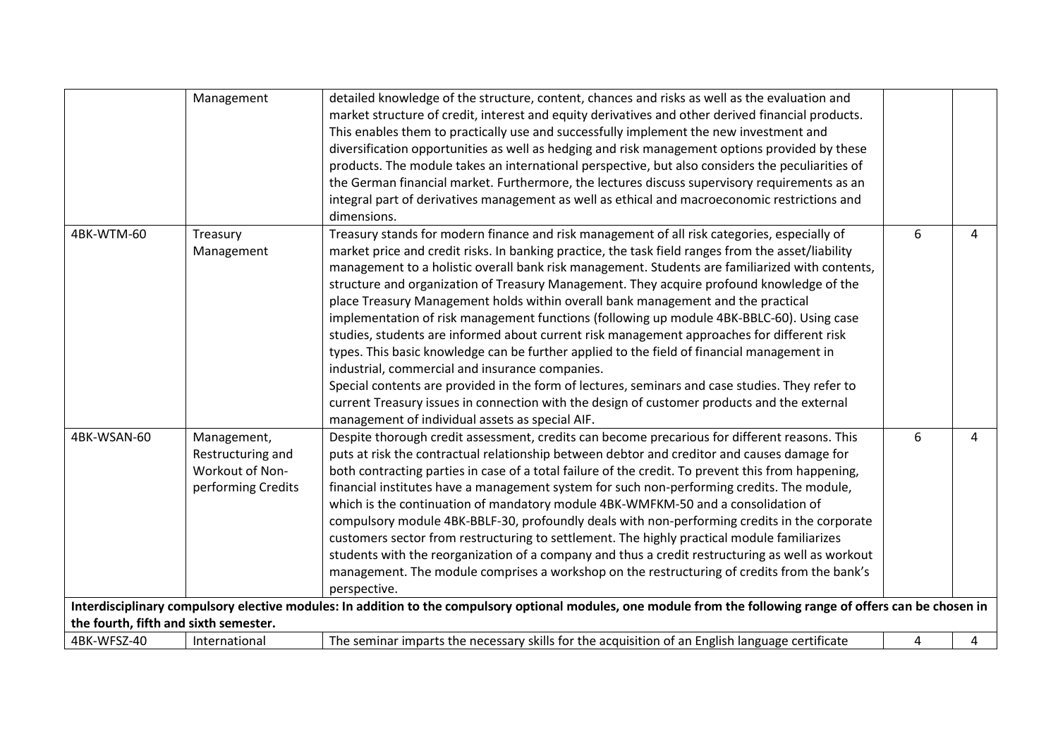|  |  |  |  |  |
|---|---|---|---|---|
|  | Management | detailed knowledge of the structure, content, chances and risks as well as the evaluation and market structure of credit, interest and equity derivatives and other derived financial products. This enables them to practically use and successfully implement the new investment and diversification opportunities as well as hedging and risk management options provided by these products. The module takes an international perspective, but also considers the peculiarities of the German financial market. Furthermore, the lectures discuss supervisory requirements as an integral part of derivatives management as well as ethical and macroeconomic restrictions and dimensions. |  |  |
| 4BK-WTM-60 | Treasury Management | Treasury stands for modern finance and risk management of all risk categories, especially of market price and credit risks. In banking practice, the task field ranges from the asset/liability management to a holistic overall bank risk management. Students are familiarized with contents, structure and organization of Treasury Management. They acquire profound knowledge of the place Treasury Management holds within overall bank management and the practical implementation of risk management functions (following up module 4BK-BBLC-60). Using case studies, students are informed about current risk management approaches for different risk types. This basic knowledge can be further applied to the field of financial management in industrial, commercial and insurance companies.<br>Special contents are provided in the form of lectures, seminars and case studies. They refer to current Treasury issues in connection with the design of customer products and the external management of individual assets as special AIF. | 6 | 4 |
| 4BK-WSAN-60 | Management, Restructuring and Workout of Non-performing Credits | Despite thorough credit assessment, credits can become precarious for different reasons. This puts at risk the contractual relationship between debtor and creditor and causes damage for both contracting parties in case of a total failure of the credit. To prevent this from happening, financial institutes have a management system for such non-performing credits. The module, which is the continuation of mandatory module 4BK-WMFKM-50 and a consolidation of compulsory module 4BK-BBLF-30, profoundly deals with non-performing credits in the corporate customers sector from restructuring to settlement. The highly practical module familiarizes students with the reorganization of a company and thus a credit restructuring as well as workout management. The module comprises a workshop on the restructuring of credits from the bank's perspective. | 6 | 4 |
| **Interdisciplinary compulsory elective modules: In addition to the compulsory optional modules, one module from the following range of offers can be chosen in the fourth, fifth and sixth semester.** |  |  |  |  |
| 4BK-WFSZ-40 | International | The seminar imparts the necessary skills for the acquisition of an English language certificate | 4 | 4 |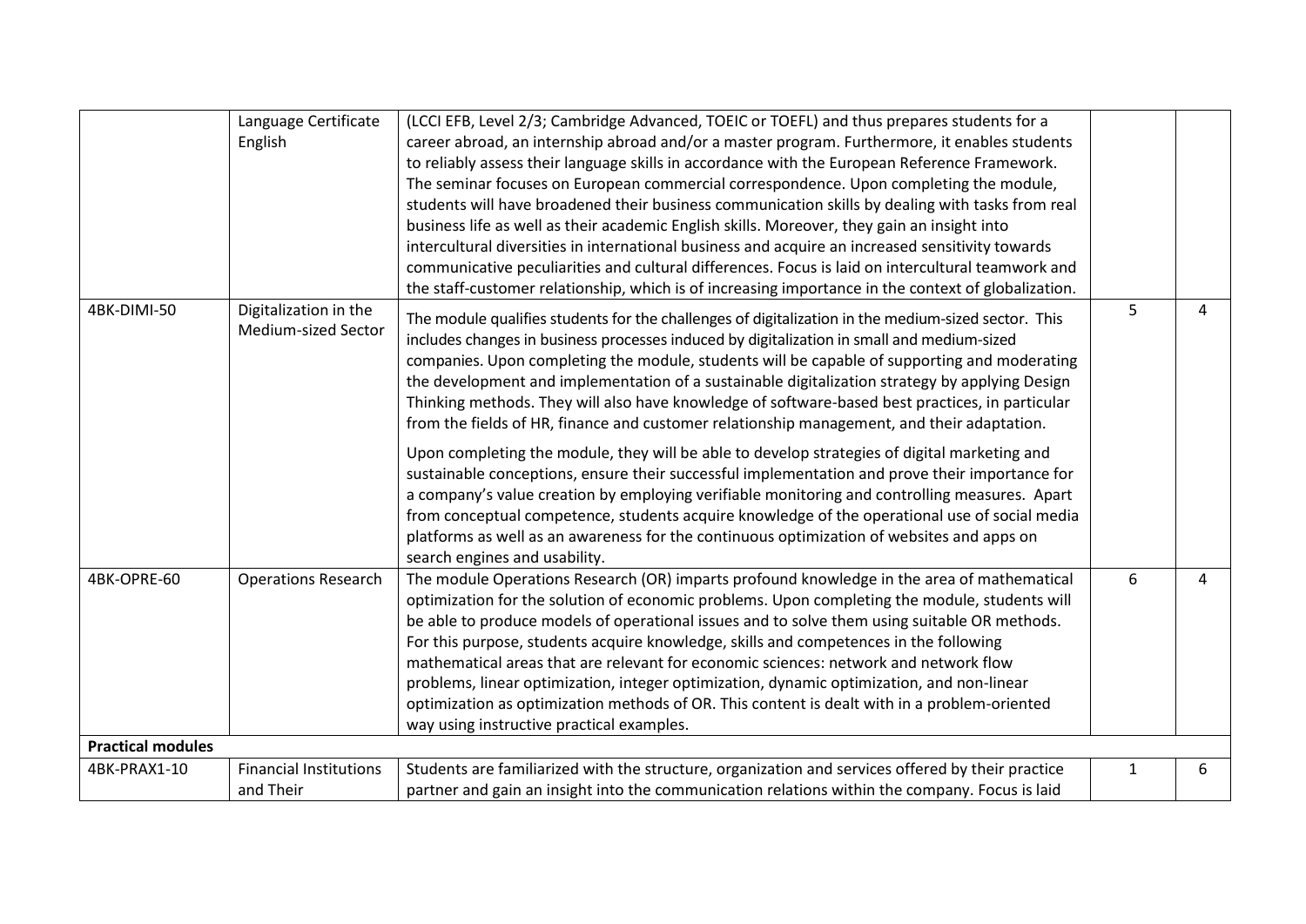| | | | | |
|---|---|---|---|---|
| | Language Certificate English | (LCCI EFB, Level 2/3; Cambridge Advanced, TOEIC or TOEFL) and thus prepares students for a career abroad, an internship abroad and/or a master program. Furthermore, it enables students to reliably assess their language skills in accordance with the European Reference Framework. The seminar focuses on European commercial correspondence. Upon completing the module, students will have broadened their business communication skills by dealing with tasks from real business life as well as their academic English skills. Moreover, they gain an insight into intercultural diversities in international business and acquire an increased sensitivity towards communicative peculiarities and cultural differences. Focus is laid on intercultural teamwork and the staff-customer relationship, which is of increasing importance in the context of globalization. | | |
| 4BK-DIMI-50 | Digitalization in the Medium-sized Sector | The module qualifies students for the challenges of digitalization in the medium-sized sector. This includes changes in business processes induced by digitalization in small and medium-sized companies. Upon completing the module, students will be capable of supporting and moderating the development and implementation of a sustainable digitalization strategy by applying Design Thinking methods. They will also have knowledge of software-based best practices, in particular from the fields of HR, finance and customer relationship management, and their adaptation.<br><br>Upon completing the module, they will be able to develop strategies of digital marketing and sustainable conceptions, ensure their successful implementation and prove their importance for a company's value creation by employing verifiable monitoring and controlling measures. Apart from conceptual competence, students acquire knowledge of the operational use of social media platforms as well as an awareness for the continuous optimization of websites and apps on search engines and usability. | 5 | 4 |
| 4BK-OPRE-60 | Operations Research | The module Operations Research (OR) imparts profound knowledge in the area of mathematical optimization for the solution of economic problems. Upon completing the module, students will be able to produce models of operational issues and to solve them using suitable OR methods. For this purpose, students acquire knowledge, skills and competences in the following mathematical areas that are relevant for economic sciences: network and network flow problems, linear optimization, integer optimization, dynamic optimization, and non-linear optimization as optimization methods of OR. This content is dealt with in a problem-oriented way using instructive practical examples. | 6 | 4 |
| **Practical modules** | | | | |
| 4BK-PRAX1-10 | Financial Institutions and Their | Students are familiarized with the structure, organization and services offered by their practice partner and gain an insight into the communication relations within the company. Focus is laid | 1 | 6 |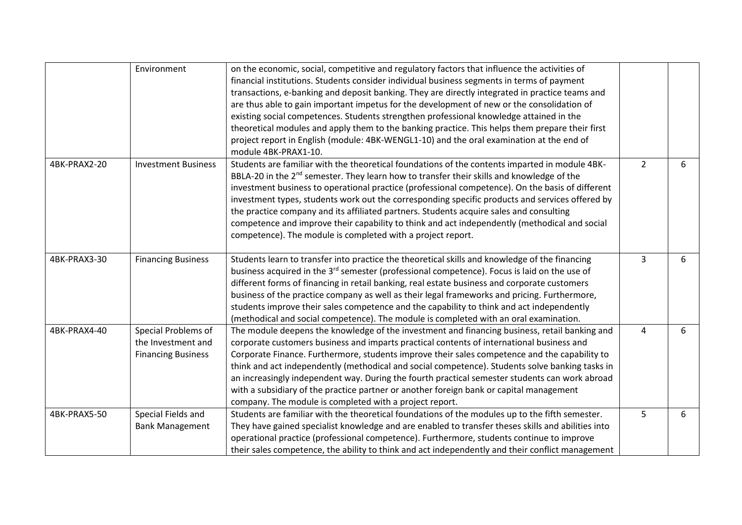| | | | | |
|---|---|---|---|---|
| | Environment | on the economic, social, competitive and regulatory factors that influence the activities of financial institutions. Students consider individual business segments in terms of payment transactions, e-banking and deposit banking. They are directly integrated in practice teams and are thus able to gain important impetus for the development of new or the consolidation of existing social competences. Students strengthen professional knowledge attained in the theoretical modules and apply them to the banking practice. This helps them prepare their first project report in English (module: 4BK-WENGL1-10) and the oral examination at the end of module 4BK-PRAX1-10. | | |
| 4BK-PRAX2-20 | Investment Business | Students are familiar with the theoretical foundations of the contents imparted in module 4BK-BBLA-20 in the 2nd semester. They learn how to transfer their skills and knowledge of the investment business to operational practice (professional competence). On the basis of different investment types, students work out the corresponding specific products and services offered by the practice company and its affiliated partners. Students acquire sales and consulting competence and improve their capability to think and act independently (methodical and social competence). The module is completed with a project report. | 2 | 6 |
| 4BK-PRAX3-30 | Financing Business | Students learn to transfer into practice the theoretical skills and knowledge of the financing business acquired in the 3rd semester (professional competence). Focus is laid on the use of different forms of financing in retail banking, real estate business and corporate customers business of the practice company as well as their legal frameworks and pricing. Furthermore, students improve their sales competence and the capability to think and act independently (methodical and social competence). The module is completed with an oral examination. | 3 | 6 |
| 4BK-PRAX4-40 | Special Problems of the Investment and Financing Business | The module deepens the knowledge of the investment and financing business, retail banking and corporate customers business and imparts practical contents of international business and Corporate Finance. Furthermore, students improve their sales competence and the capability to think and act independently (methodical and social competence). Students solve banking tasks in an increasingly independent way. During the fourth practical semester students can work abroad with a subsidiary of the practice partner or another foreign bank or capital management company. The module is completed with a project report. | 4 | 6 |
| 4BK-PRAX5-50 | Special Fields and Bank Management | Students are familiar with the theoretical foundations of the modules up to the fifth semester. They have gained specialist knowledge and are enabled to transfer theses skills and abilities into operational practice (professional competence). Furthermore, students continue to improve their sales competence, the ability to think and act independently and their conflict management | 5 | 6 |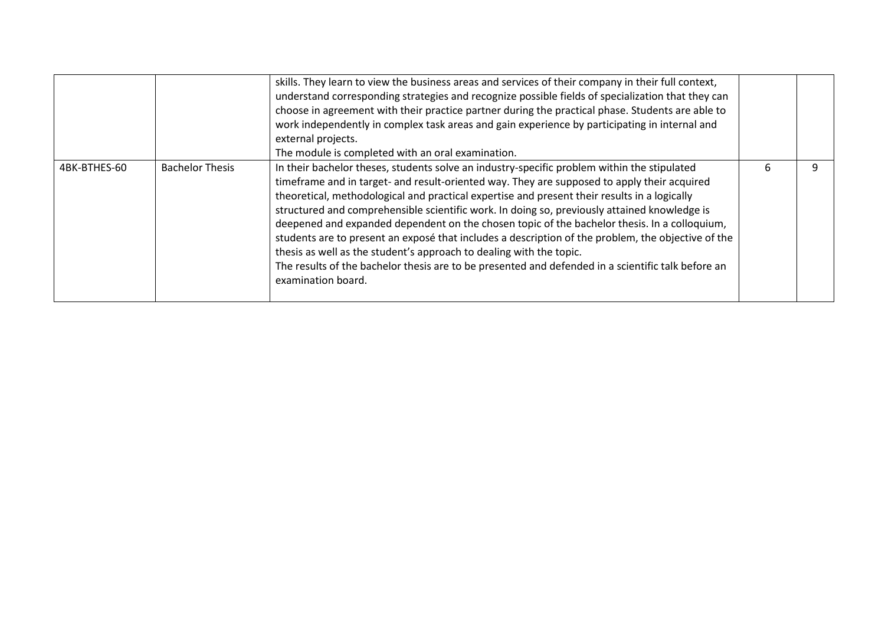| | | | | |
|---|---|---|---|---|
| | | skills. They learn to view the business areas and services of their company in their full context, understand corresponding strategies and recognize possible fields of specialization that they can choose in agreement with their practice partner during the practical phase. Students are able to work independently in complex task areas and gain experience by participating in internal and external projects.<br>The module is completed with an oral examination. | | |
| 4BK-BTHES-60 | Bachelor Thesis | In their bachelor theses, students solve an industry-specific problem within the stipulated timeframe and in target- and result-oriented way. They are supposed to apply their acquired theoretical, methodological and practical expertise and present their results in a logically structured and comprehensible scientific work. In doing so, previously attained knowledge is deepened and expanded dependent on the chosen topic of the bachelor thesis. In a colloquium, students are to present an exposé that includes a description of the problem, the objective of the thesis as well as the student's approach to dealing with the topic.<br>The results of the bachelor thesis are to be presented and defended in a scientific talk before an examination board. | 6 | 9 |